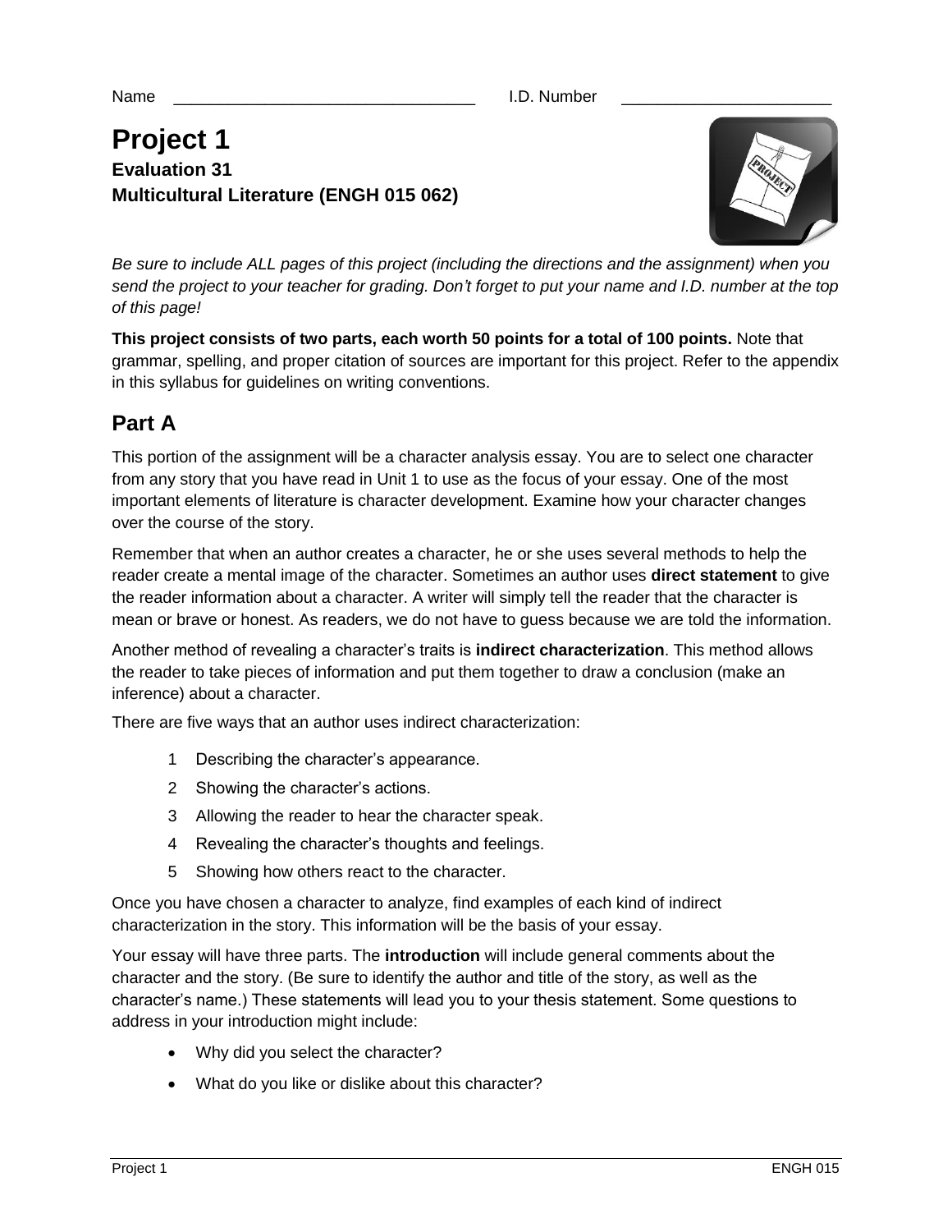Name __________________________________ I.D. Number ________________________

# Project 1

**Evaluation 31**
**Multicultural Literature (ENGH 015 062)**

*Be sure to include ALL pages of this project (including the directions and the assignment) when you send the project to your teacher for grading. Don't forget to put your name and I.D. number at the top of this page!*

**This project consists of two parts, each worth 50 points for a total of 100 points.** Note that grammar, spelling, and proper citation of sources are important for this project. Refer to the appendix in this syllabus for guidelines on writing conventions.

## Part A

This portion of the assignment will be a character analysis essay. You are to select one character from any story that you have read in Unit 1 to use as the focus of your essay. One of the most important elements of literature is character development. Examine how your character changes over the course of the story.

Remember that when an author creates a character, he or she uses several methods to help the reader create a mental image of the character. Sometimes an author uses **direct statement** to give the reader information about a character. A writer will simply tell the reader that the character is mean or brave or honest. As readers, we do not have to guess because we are told the information.

Another method of revealing a character's traits is **indirect characterization**. This method allows the reader to take pieces of information and put them together to draw a conclusion (make an inference) about a character.

There are five ways that an author uses indirect characterization:

1. Describing the character's appearance.
2. Showing the character's actions.
3. Allowing the reader to hear the character speak.
4. Revealing the character's thoughts and feelings.
5. Showing how others react to the character.

Once you have chosen a character to analyze, find examples of each kind of indirect characterization in the story. This information will be the basis of your essay.

Your essay will have three parts. The **introduction** will include general comments about the character and the story. (Be sure to identify the author and title of the story, as well as the character's name.) These statements will lead you to your thesis statement. Some questions to address in your introduction might include:

- Why did you select the character?
- What do you like or dislike about this character?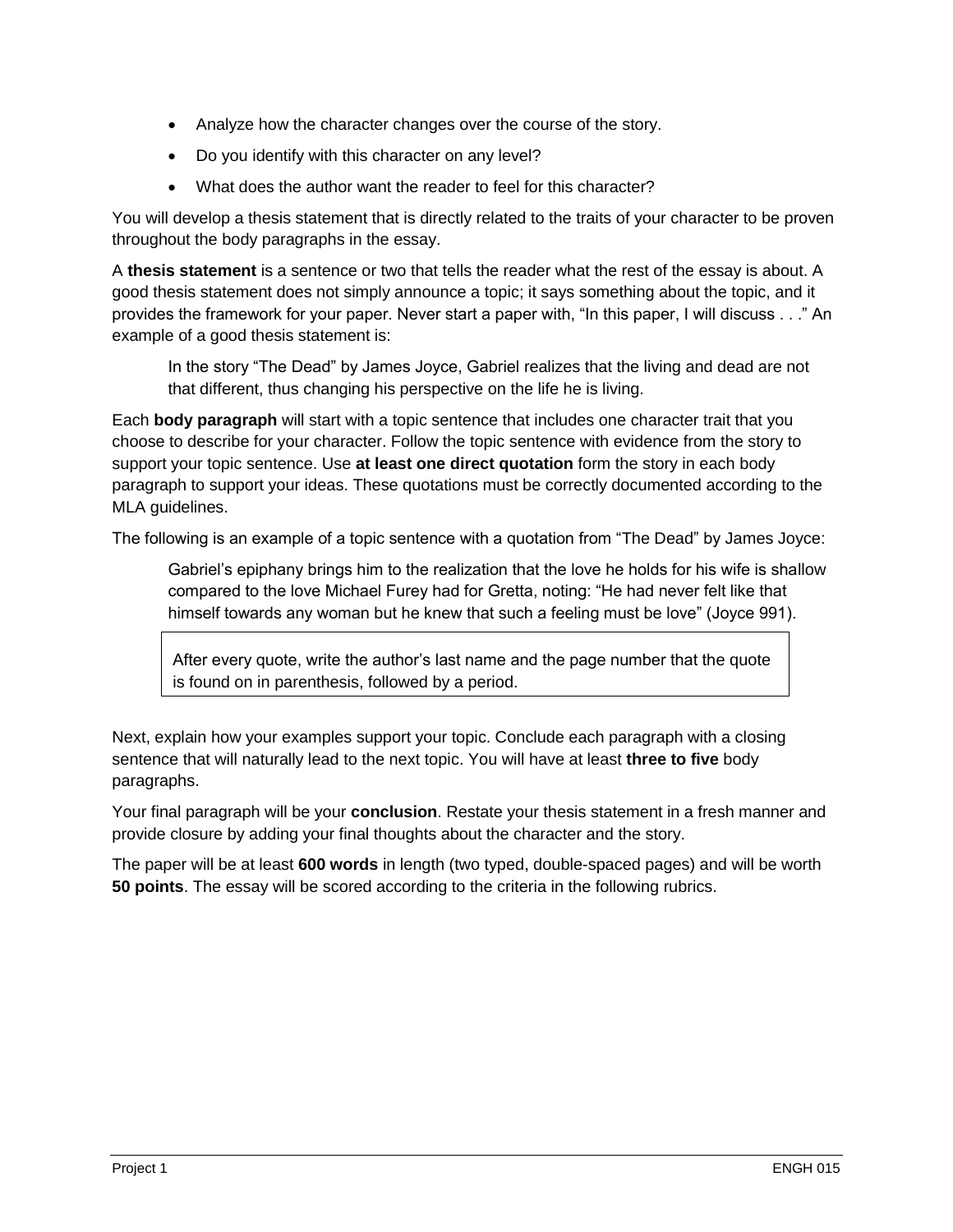- Analyze how the character changes over the course of the story.
- Do you identify with this character on any level?
- What does the author want the reader to feel for this character?

You will develop a thesis statement that is directly related to the traits of your character to be proven throughout the body paragraphs in the essay.

A **thesis statement** is a sentence or two that tells the reader what the rest of the essay is about. A good thesis statement does not simply announce a topic; it says something about the topic, and it provides the framework for your paper. Never start a paper with, "In this paper, I will discuss . . ." An example of a good thesis statement is:

> In the story "The Dead" by James Joyce, Gabriel realizes that the living and dead are not that different, thus changing his perspective on the life he is living.

Each **body paragraph** will start with a topic sentence that includes one character trait that you choose to describe for your character. Follow the topic sentence with evidence from the story to support your topic sentence. Use **at least one direct quotation** form the story in each body paragraph to support your ideas. These quotations must be correctly documented according to the MLA guidelines.

The following is an example of a topic sentence with a quotation from "The Dead" by James Joyce:

> Gabriel's epiphany brings him to the realization that the love he holds for his wife is shallow compared to the love Michael Furey had for Gretta, noting: "He had never felt like that himself towards any woman but he knew that such a feeling must be love" (Joyce 991).

> After every quote, write the author's last name and the page number that the quote is found on in parenthesis, followed by a period.

Next, explain how your examples support your topic. Conclude each paragraph with a closing sentence that will naturally lead to the next topic. You will have at least **three to five** body paragraphs.

Your final paragraph will be your **conclusion**. Restate your thesis statement in a fresh manner and provide closure by adding your final thoughts about the character and the story.

The paper will be at least **600 words** in length (two typed, double-spaced pages) and will be worth **50 points**. The essay will be scored according to the criteria in the following rubrics.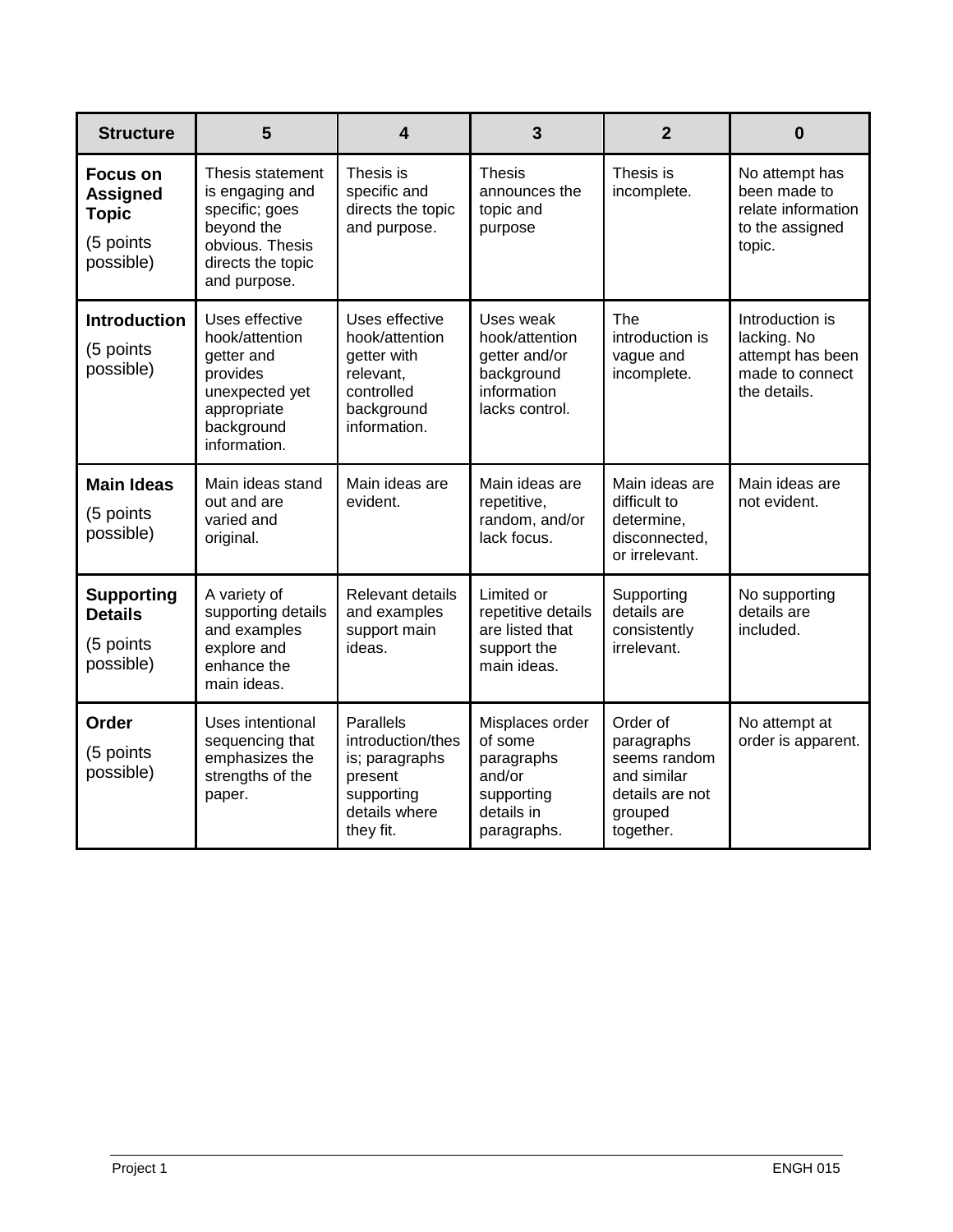| Structure | 5 | 4 | 3 | 2 | 0 |
|---|---|---|---|---|---|
| **Focus on Assigned Topic** (5 points possible) | Thesis statement is engaging and specific; goes beyond the obvious. Thesis directs the topic and purpose. | Thesis is specific and directs the topic and purpose. | Thesis announces the topic and purpose | Thesis is incomplete. | No attempt has been made to relate information to the assigned topic. |
| **Introduction** (5 points possible) | Uses effective hook/attention getter and provides unexpected yet appropriate background information. | Uses effective hook/attention getter with relevant, controlled background information. | Uses weak hook/attention getter and/or background information lacks control. | The introduction is vague and incomplete. | Introduction is lacking. No attempt has been made to connect the details. |
| **Main Ideas** (5 points possible) | Main ideas stand out and are varied and original. | Main ideas are evident. | Main ideas are repetitive, random, and/or lack focus. | Main ideas are difficult to determine, disconnected, or irrelevant. | Main ideas are not evident. |
| **Supporting Details** (5 points possible) | A variety of supporting details and examples explore and enhance the main ideas. | Relevant details and examples support main ideas. | Limited or repetitive details are listed that support the main ideas. | Supporting details are consistently irrelevant. | No supporting details are included. |
| **Order** (5 points possible) | Uses intentional sequencing that emphasizes the strengths of the paper. | Parallels introduction/thesis; paragraphs present supporting details where they fit. | Misplaces order of some paragraphs and/or supporting details in paragraphs. | Order of paragraphs seems random and similar details are not grouped together. | No attempt at order is apparent. |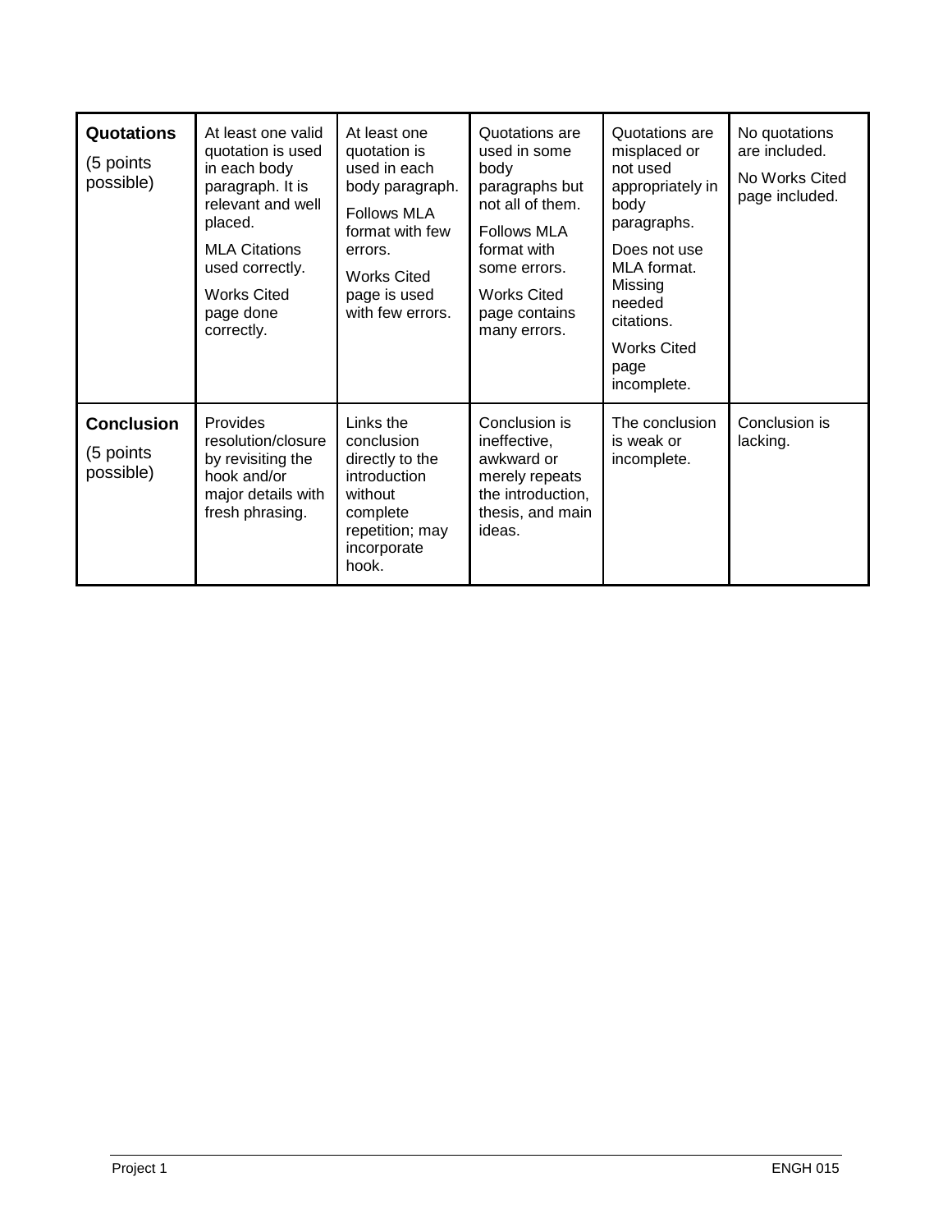| **Quotations** (5 points possible) | At least one valid quotation is used in each body paragraph. It is relevant and well placed.<br>MLA Citations used correctly.<br>Works Cited page done correctly. | At least one quotation is used in each body paragraph.<br>Follows MLA format with few errors.<br>Works Cited page is used with few errors. | Quotations are used in some body paragraphs but not all of them.<br>Follows MLA format with some errors.<br>Works Cited page contains many errors. | Quotations are misplaced or not used appropriately in body paragraphs.<br>Does not use MLA format. Missing needed citations.<br>Works Cited page incomplete. | No quotations are included.<br>No Works Cited page included. |
|---|---|---|---|---|---|
| **Conclusion** (5 points possible) | Provides resolution/closure by revisiting the hook and/or major details with fresh phrasing. | Links the conclusion directly to the introduction without complete repetition; may incorporate hook. | Conclusion is ineffective, awkward or merely repeats the introduction, thesis, and main ideas. | The conclusion is weak or incomplete. | Conclusion is lacking. |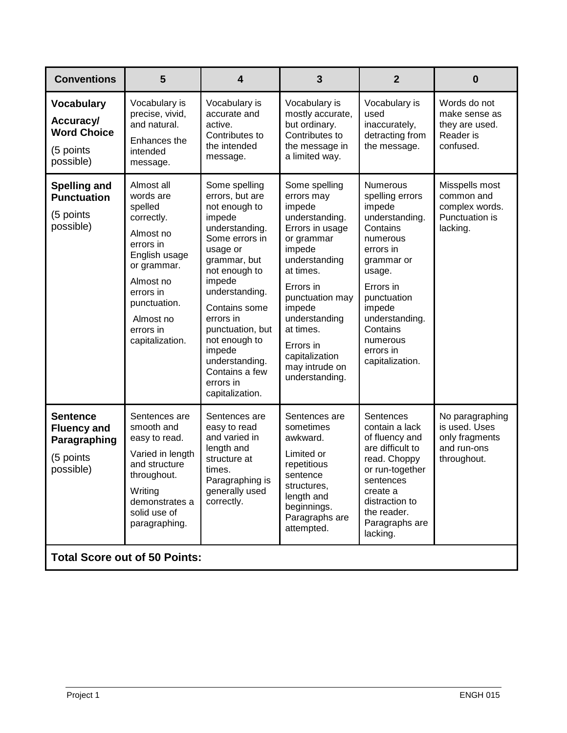| **Conventions** | **5** | **4** | **3** | **2** | **0** |
|---|---|---|---|---|---|
| **Vocabulary Accuracy/ Word Choice** (5 points possible) | Vocabulary is precise, vivid, and natural. Enhances the intended message. | Vocabulary is accurate and active. Contributes to the intended message. | Vocabulary is mostly accurate, but ordinary. Contributes to the message in a limited way. | Vocabulary is used inaccurately, detracting from the message. | Words do not make sense as they are used. Reader is confused. |
| **Spelling and Punctuation** (5 points possible) | Almost all words are spelled correctly. Almost no errors in English usage or grammar. Almost no errors in punctuation. Almost no errors in capitalization. | Some spelling errors, but are not enough to impede understanding. Some errors in usage or grammar, but not enough to impede understanding. Contains some errors in punctuation, but not enough to impede understanding. Contains a few errors in capitalization. | Some spelling errors may impede understanding. Errors in usage or grammar impede understanding at times. Errors in punctuation may impede understanding at times. Errors in capitalization may intrude on understanding. | Numerous spelling errors impede understanding. Contains numerous errors in grammar or usage. Errors in punctuation impede understanding. Contains numerous errors in capitalization. | Misspells most common and complex words. Punctuation is lacking. |
| **Sentence Fluency and Paragraphing** (5 points possible) | Sentences are smooth and easy to read. Varied in length and structure throughout. Writing demonstrates a solid use of paragraphing. | Sentences are easy to read and varied in length and structure at times. Paragraphing is generally used correctly. | Sentences are sometimes awkward. Limited or repetitious sentence structures, length and beginnings. Paragraphs are attempted. | Sentences contain a lack of fluency and are difficult to read. Choppy or run-together sentences create a distraction to the reader. Paragraphs are lacking. | No paragraphing is used. Uses only fragments and run-ons throughout. |
| **Total Score out of 50 Points:** | | | | | |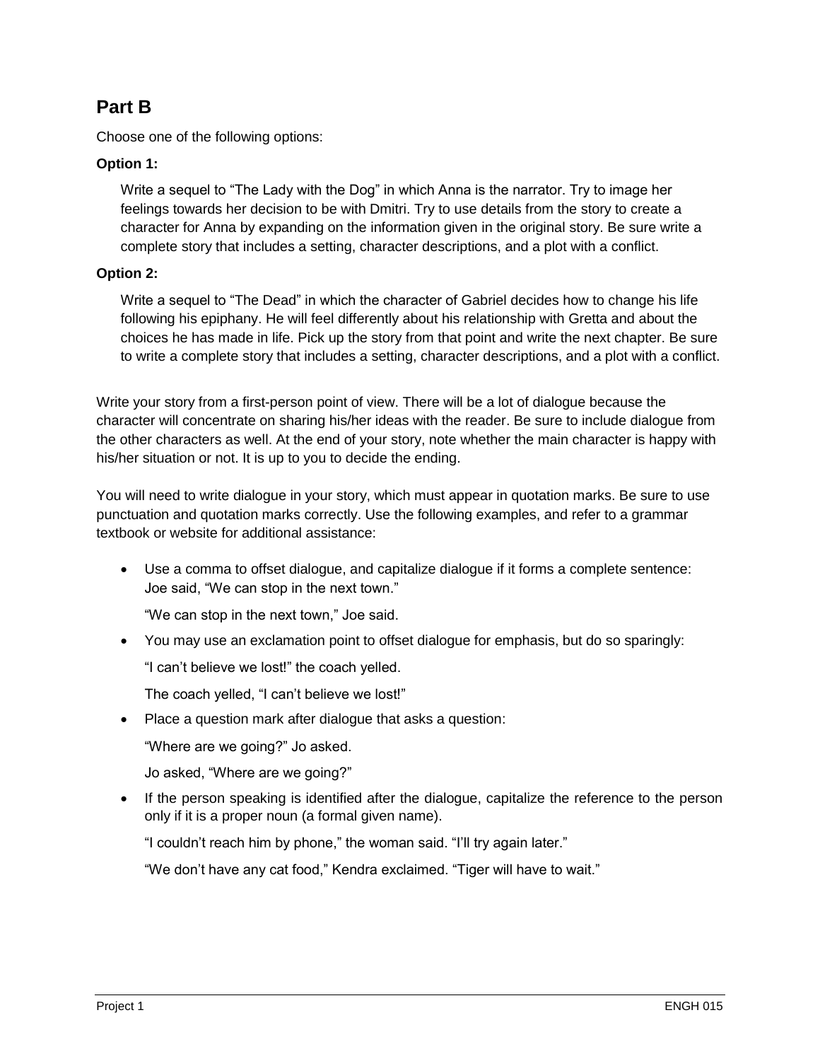## Part B

Choose one of the following options:

**Option 1:**

Write a sequel to "The Lady with the Dog" in which Anna is the narrator. Try to image her feelings towards her decision to be with Dmitri. Try to use details from the story to create a character for Anna by expanding on the information given in the original story. Be sure write a complete story that includes a setting, character descriptions, and a plot with a conflict.

**Option 2:**

Write a sequel to "The Dead" in which the character of Gabriel decides how to change his life following his epiphany. He will feel differently about his relationship with Gretta and about the choices he has made in life. Pick up the story from that point and write the next chapter. Be sure to write a complete story that includes a setting, character descriptions, and a plot with a conflict.

Write your story from a first-person point of view. There will be a lot of dialogue because the character will concentrate on sharing his/her ideas with the reader. Be sure to include dialogue from the other characters as well. At the end of your story, note whether the main character is happy with his/her situation or not. It is up to you to decide the ending.

You will need to write dialogue in your story, which must appear in quotation marks. Be sure to use punctuation and quotation marks correctly. Use the following examples, and refer to a grammar textbook or website for additional assistance:

- Use a comma to offset dialogue, and capitalize dialogue if it forms a complete sentence:
  Joe said, "We can stop in the next town."

  "We can stop in the next town," Joe said.

- You may use an exclamation point to offset dialogue for emphasis, but do so sparingly:

  "I can't believe we lost!" the coach yelled.

  The coach yelled, "I can't believe we lost!"

- Place a question mark after dialogue that asks a question:

  "Where are we going?" Jo asked.

  Jo asked, "Where are we going?"

- If the person speaking is identified after the dialogue, capitalize the reference to the person only if it is a proper noun (a formal given name).

  "I couldn't reach him by phone," the woman said. "I'll try again later."

  "We don't have any cat food," Kendra exclaimed. "Tiger will have to wait."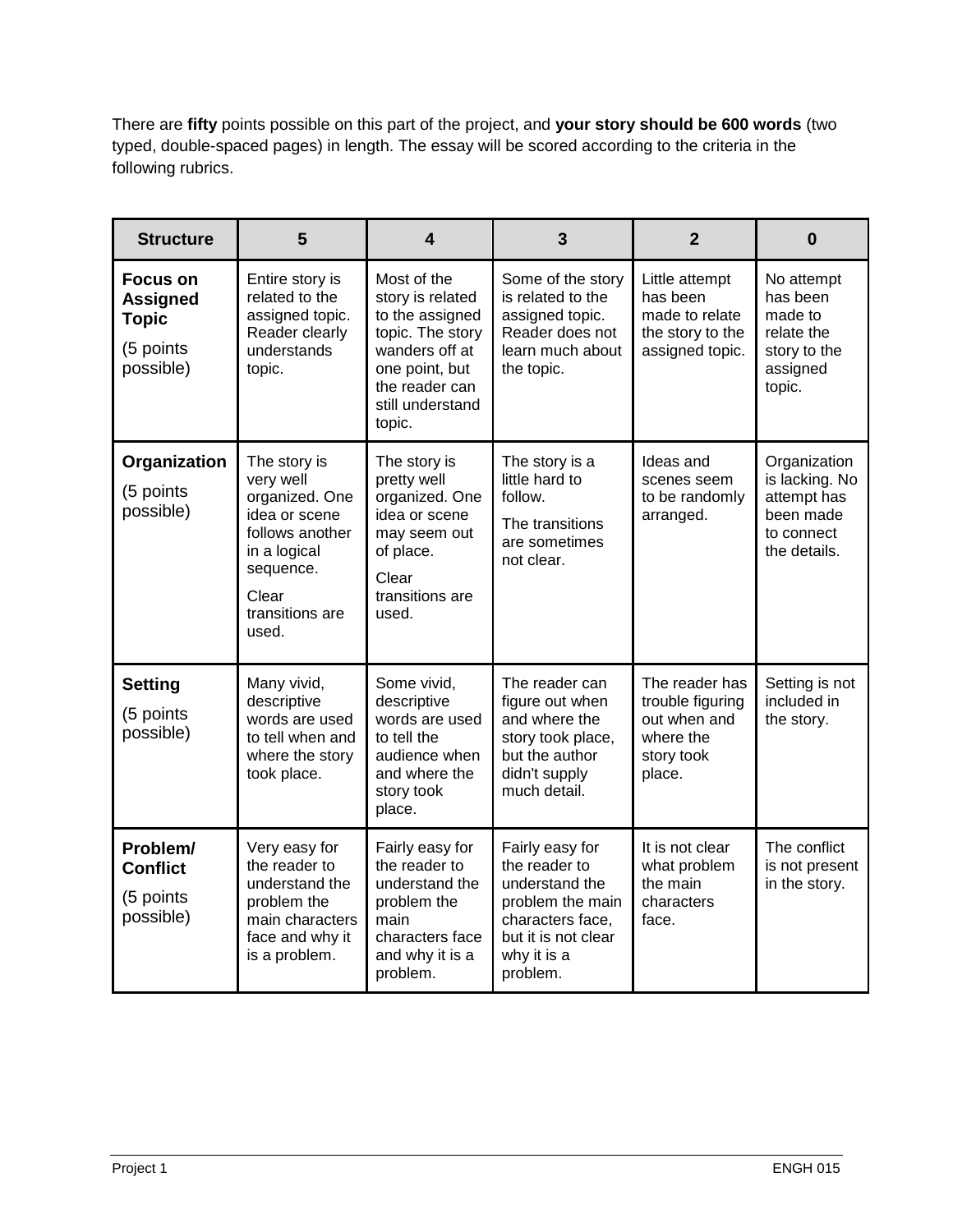There are **fifty** points possible on this part of the project, and **your story should be 600 words** (two typed, double-spaced pages) in length. The essay will be scored according to the criteria in the following rubrics.

| **Structure** | **5** | **4** | **3** | **2** | **0** |
|---|---|---|---|---|---|
| **Focus on Assigned Topic** (5 points possible) | Entire story is related to the assigned topic. Reader clearly understands topic. | Most of the story is related to the assigned topic. The story wanders off at one point, but the reader can still understand topic. | Some of the story is related to the assigned topic. Reader does not learn much about the topic. | Little attempt has been made to relate the story to the assigned topic. | No attempt has been made to relate the story to the assigned topic. |
| **Organization** (5 points possible) | The story is very well organized. One idea or scene follows another in a logical sequence. Clear transitions are used. | The story is pretty well organized. One idea or scene may seem out of place. Clear transitions are used. | The story is a little hard to follow. The transitions are sometimes not clear. | Ideas and scenes seem to be randomly arranged. | Organization is lacking. No attempt has been made to connect the details. |
| **Setting** (5 points possible) | Many vivid, descriptive words are used to tell when and where the story took place. | Some vivid, descriptive words are used to tell the audience when and where the story took place. | The reader can figure out when and where the story took place, but the author didn't supply much detail. | The reader has trouble figuring out when and where the story took place. | Setting is not included in the story. |
| **Problem/ Conflict** (5 points possible) | Very easy for the reader to understand the problem the main characters face and why it is a problem. | Fairly easy for the reader to understand the problem the main characters face and why it is a problem. | Fairly easy for the reader to understand the problem the main characters face, but it is not clear why it is a problem. | It is not clear what problem the main characters face. | The conflict is not present in the story. |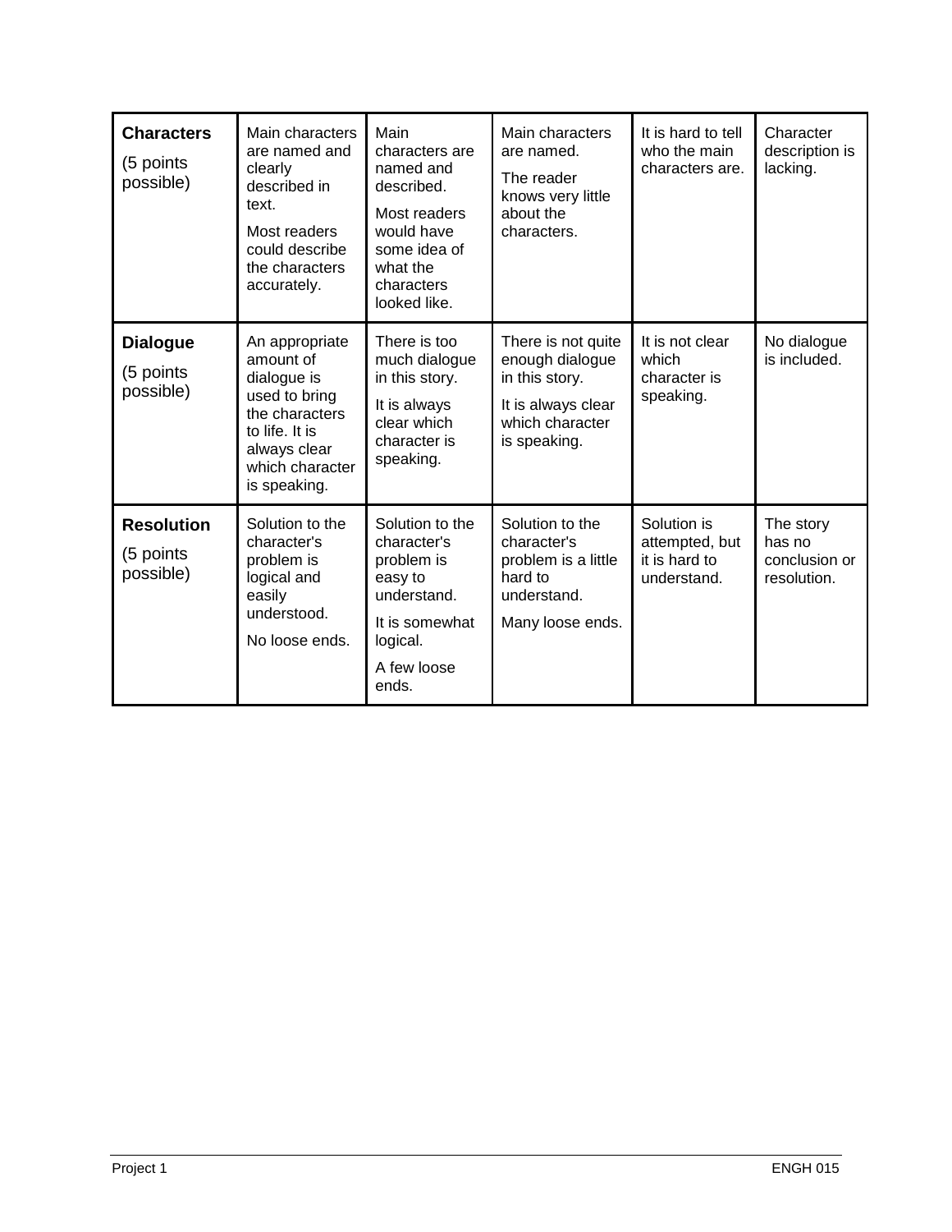| **Characters** (5 points possible) | Main characters are named and clearly described in text. Most readers could describe the characters accurately. | Main characters are named and described. Most readers would have some idea of what the characters looked like. | Main characters are named. The reader knows very little about the characters. | It is hard to tell who the main characters are. | Character description is lacking. |
|---|---|---|---|---|---|
| **Dialogue** (5 points possible) | An appropriate amount of dialogue is used to bring the characters to life. It is always clear which character is speaking. | There is too much dialogue in this story. It is always clear which character is speaking. | There is not quite enough dialogue in this story. It is always clear which character is speaking. | It is not clear which character is speaking. | No dialogue is included. |
| **Resolution** (5 points possible) | Solution to the character's problem is logical and easily understood. No loose ends. | Solution to the character's problem is easy to understand. It is somewhat logical. A few loose ends. | Solution to the character's problem is a little hard to understand. Many loose ends. | Solution is attempted, but it is hard to understand. | The story has no conclusion or resolution. |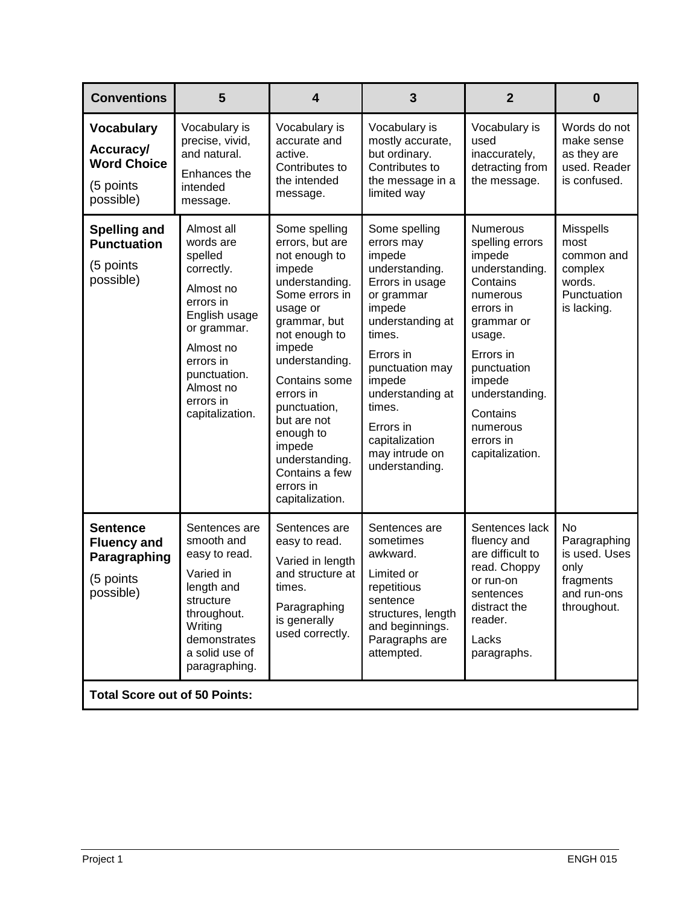| Conventions | 5 | 4 | 3 | 2 | 0 |
|---|---|---|---|---|---|
| **Vocabulary Accuracy/ Word Choice** (5 points possible) | Vocabulary is precise, vivid, and natural. Enhances the intended message. | Vocabulary is accurate and active. Contributes to the intended message. | Vocabulary is mostly accurate, but ordinary. Contributes to the message in a limited way | Vocabulary is used inaccurately, detracting from the message. | Words do not make sense as they are used. Reader is confused. |
| **Spelling and Punctuation** (5 points possible) | Almost all words are spelled correctly. Almost no errors in English usage or grammar. Almost no errors in punctuation. Almost no errors in capitalization. | Some spelling errors, but are not enough to impede understanding. Some errors in usage or grammar, but not enough to impede understanding. Contains some errors in punctuation, but are not enough to impede understanding. Contains a few errors in capitalization. | Some spelling errors may impede understanding. Errors in usage or grammar impede understanding at times. Errors in punctuation may impede understanding at times. Errors in capitalization may intrude on understanding. | Numerous spelling errors impede understanding. Contains numerous errors in grammar or usage. Errors in punctuation impede understanding. Contains numerous errors in capitalization. | Misspells most common and complex words. Punctuation is lacking. |
| **Sentence Fluency and Paragraphing** (5 points possible) | Sentences are smooth and easy to read. Varied in length and structure throughout. Writing demonstrates a solid use of paragraphing. | Sentences are easy to read. Varied in length and structure at times. Paragraphing is generally used correctly. | Sentences are sometimes awkward. Limited or repetitious sentence structures, length and beginnings. Paragraphs are attempted. | Sentences lack fluency and are difficult to read. Choppy or run-on sentences distract the reader. Lacks paragraphs. | No Paragraphing is used. Uses only fragments and run-ons throughout. |
| **Total Score out of 50 Points:** | | | | | |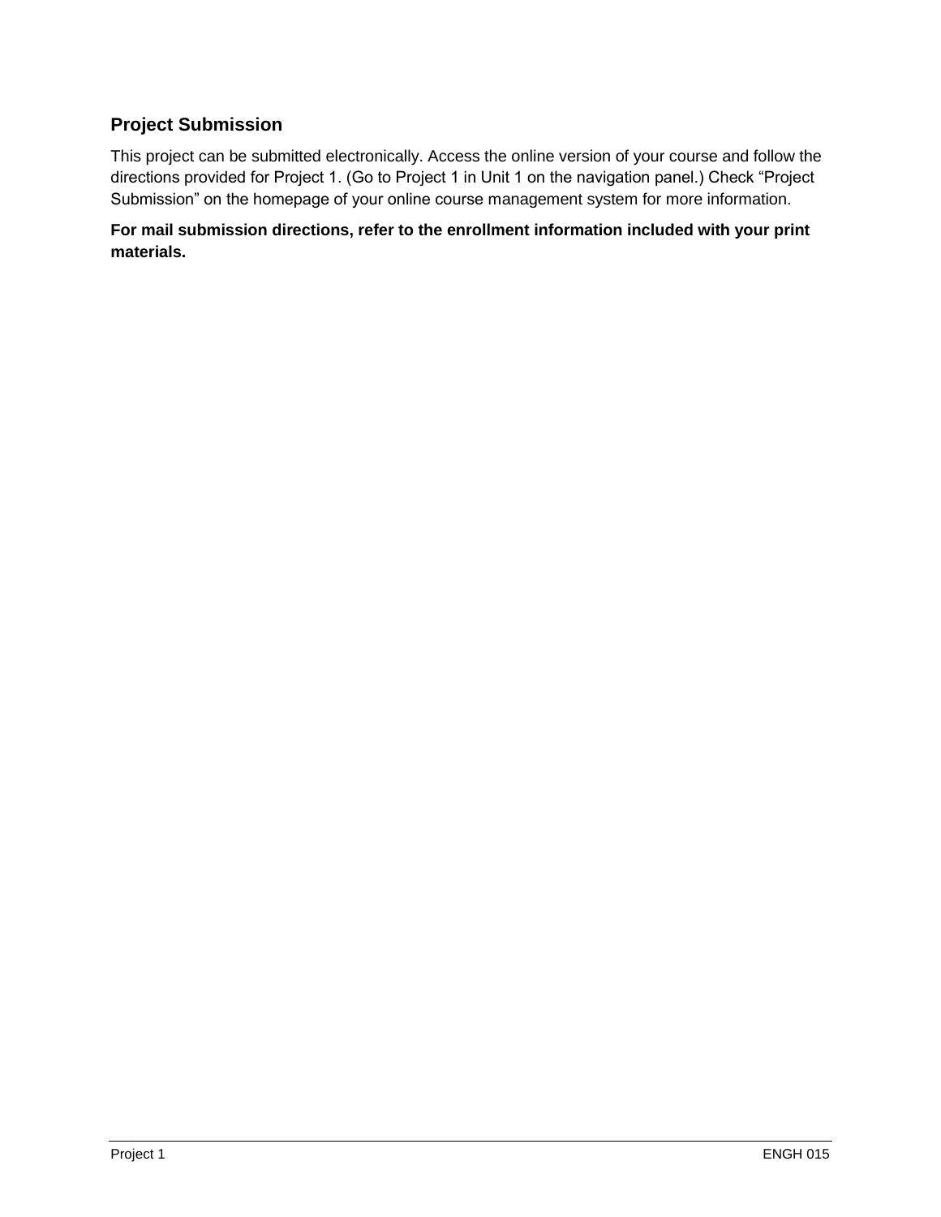## Project Submission

This project can be submitted electronically. Access the online version of your course and follow the directions provided for Project 1. (Go to Project 1 in Unit 1 on the navigation panel.) Check "Project Submission" on the homepage of your online course management system for more information.

**For mail submission directions, refer to the enrollment information included with your print materials.**